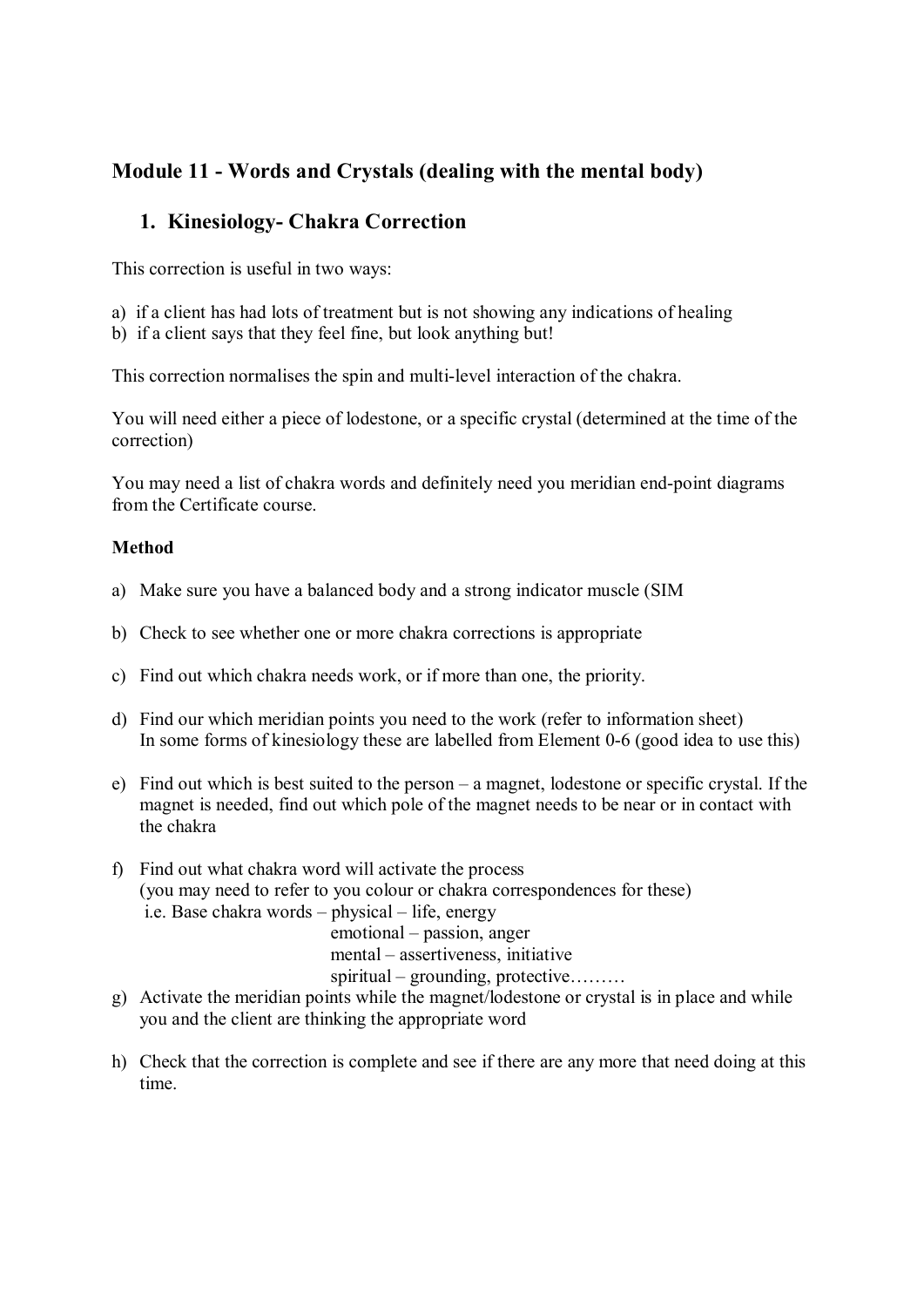## Module 11 - Words and Crystals (dealing with the mental body)

### 1. Kinesiology- Chakra Correction

This correction is useful in two ways:

a) if a client has had lots of treatment but is not showing any indications of healing
b) if a client says that they feel fine, but look anything but!

This correction normalises the spin and multi-level interaction of the chakra.

You will need either a piece of lodestone, or a specific crystal (determined at the time of the correction)

You may need a list of chakra words and definitely need you meridian end-point diagrams from the Certificate course.

**Method**

a) Make sure you have a balanced body and a strong indicator muscle (SIM

b) Check to see whether one or more chakra corrections is appropriate

c) Find out which chakra needs work, or if more than one, the priority.

d) Find our which meridian points you need to the work (refer to information sheet)
   In some forms of kinesiology these are labelled from Element 0-6 (good idea to use this)

e) Find out which is best suited to the person – a magnet, lodestone or specific crystal. If the magnet is needed, find out which pole of the magnet needs to be near or in contact with the chakra

f) Find out what chakra word will activate the process
   (you may need to refer to you colour or chakra correspondences for these)
   i.e. Base chakra words – physical – life, energy
   emotional – passion, anger
   mental – assertiveness, initiative
   spiritual – grounding, protective………

g) Activate the meridian points while the magnet/lodestone or crystal is in place and while you and the client are thinking the appropriate word

h) Check that the correction is complete and see if there are any more that need doing at this time.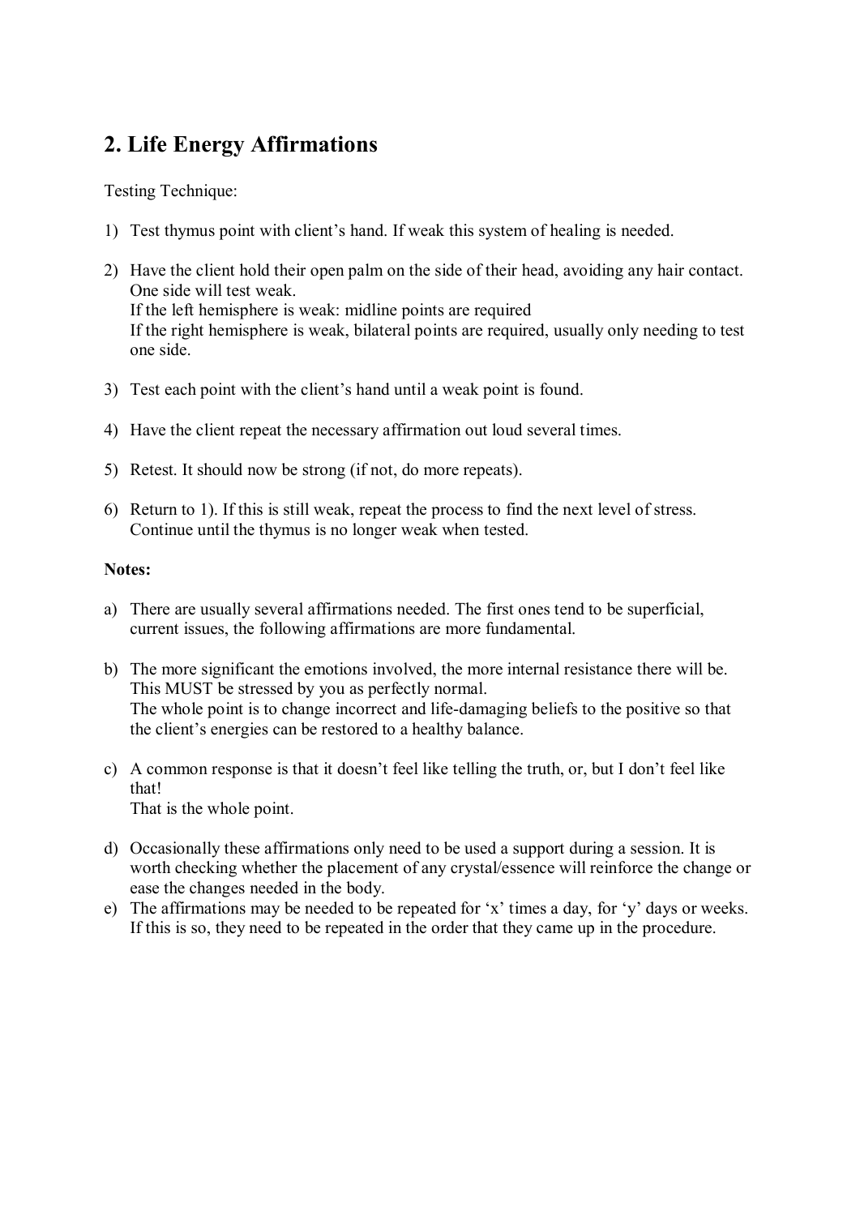## 2. Life Energy Affirmations

Testing Technique:

1) Test thymus point with client's hand. If weak this system of healing is needed.

2) Have the client hold their open palm on the side of their head, avoiding any hair contact. One side will test weak.
   If the left hemisphere is weak: midline points are required
   If the right hemisphere is weak, bilateral points are required, usually only needing to test one side.

3) Test each point with the client's hand until a weak point is found.

4) Have the client repeat the necessary affirmation out loud several times.

5) Retest. It should now be strong (if not, do more repeats).

6) Return to 1). If this is still weak, repeat the process to find the next level of stress. Continue until the thymus is no longer weak when tested.

**Notes:**

a) There are usually several affirmations needed. The first ones tend to be superficial, current issues, the following affirmations are more fundamental.

b) The more significant the emotions involved, the more internal resistance there will be. This MUST be stressed by you as perfectly normal.
   The whole point is to change incorrect and life-damaging beliefs to the positive so that the client's energies can be restored to a healthy balance.

c) A common response is that it doesn't feel like telling the truth, or, but I don't feel like that!
   That is the whole point.

d) Occasionally these affirmations only need to be used a support during a session. It is worth checking whether the placement of any crystal/essence will reinforce the change or ease the changes needed in the body.

e) The affirmations may be needed to be repeated for 'x' times a day, for 'y' days or weeks. If this is so, they need to be repeated in the order that they came up in the procedure.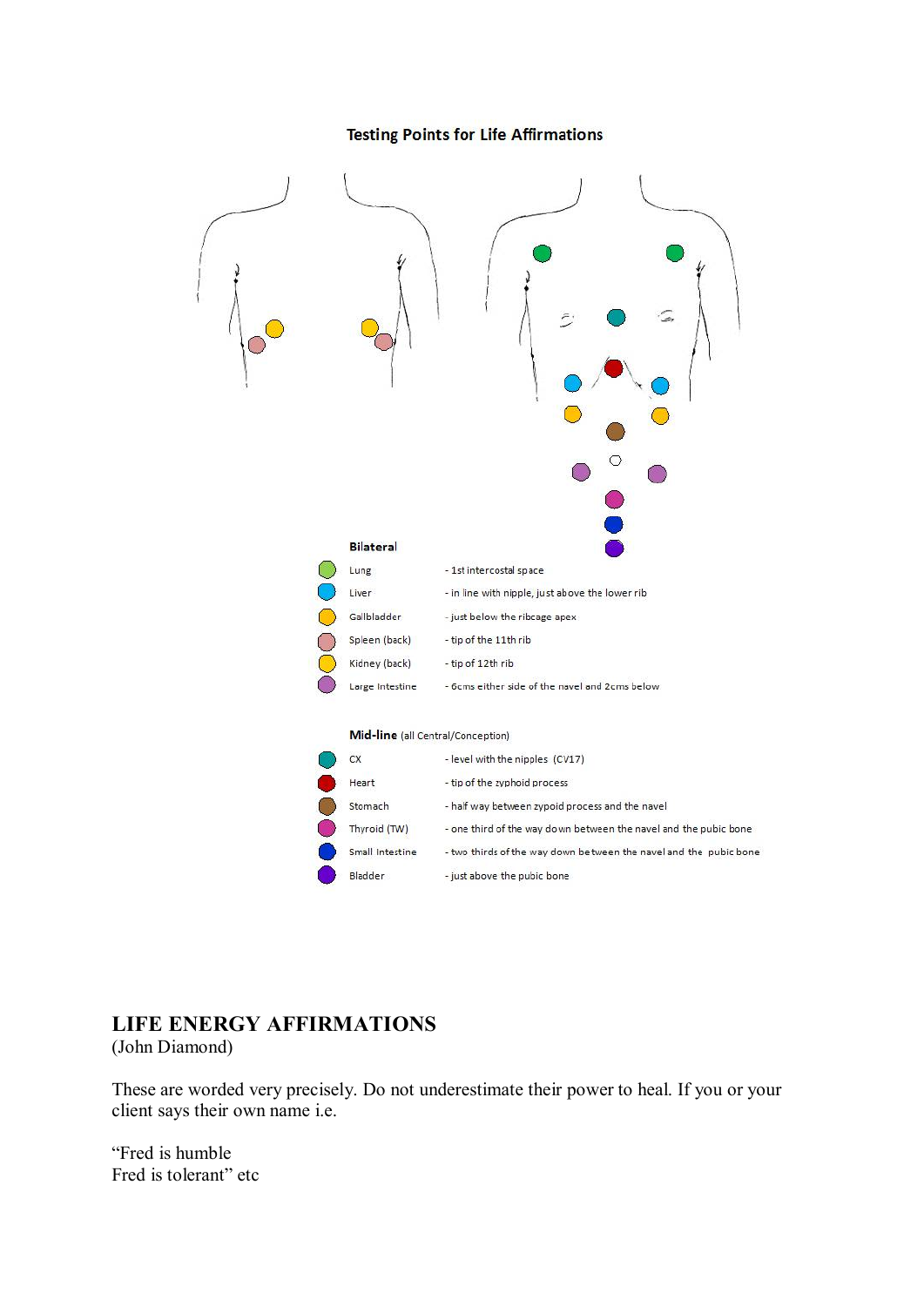### Testing Points for Life Affirmations

**Bilateral**

| Point | Location |
|---|---|
| Lung | - 1st intercostal space |
| Liver | - in line with nipple, just above the lower rib |
| Gallbladder | - just below the ribcage apex |
| Spleen (back) | - tip of the 11th rib |
| Kidney (back) | - tip of 12th rib |
| Large Intestine | - 6cms either side of the navel and 2cms below |

**Mid-line** (all Central/Conception)

| Point | Location |
|---|---|
| CX | - level with the nipples (CV17) |
| Heart | - tip of the zyphoid process |
| Stomach | - half way between zypoid process and the navel |
| Thyroid (TW) | - one third of the way down between the navel and the pubic bone |
| Small Intestine | - two thirds of the way down between the navel and the pubic bone |
| Bladder | - just above the pubic bone |

## LIFE ENERGY AFFIRMATIONS

(John Diamond)

These are worded very precisely. Do not underestimate their power to heal. If you or your client says their own name i.e.

"Fred is humble
Fred is tolerant" etc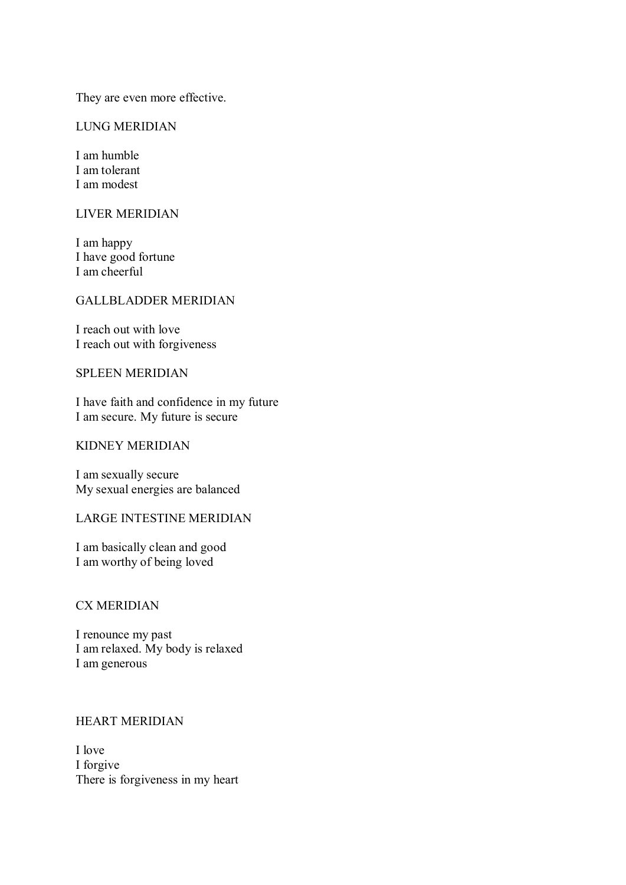They are even more effective.

## LUNG MERIDIAN

I am humble
I am tolerant
I am modest

## LIVER MERIDIAN

I am happy
I have good fortune
I am cheerful

## GALLBLADDER MERIDIAN

I reach out with love
I reach out with forgiveness

## SPLEEN MERIDIAN

I have faith and confidence in my future
I am secure. My future is secure

## KIDNEY MERIDIAN

I am sexually secure
My sexual energies are balanced

## LARGE INTESTINE MERIDIAN

I am basically clean and good
I am worthy of being loved

## CX MERIDIAN

I renounce my past
I am relaxed. My body is relaxed
I am generous

## HEART MERIDIAN

I love
I forgive
There is forgiveness in my heart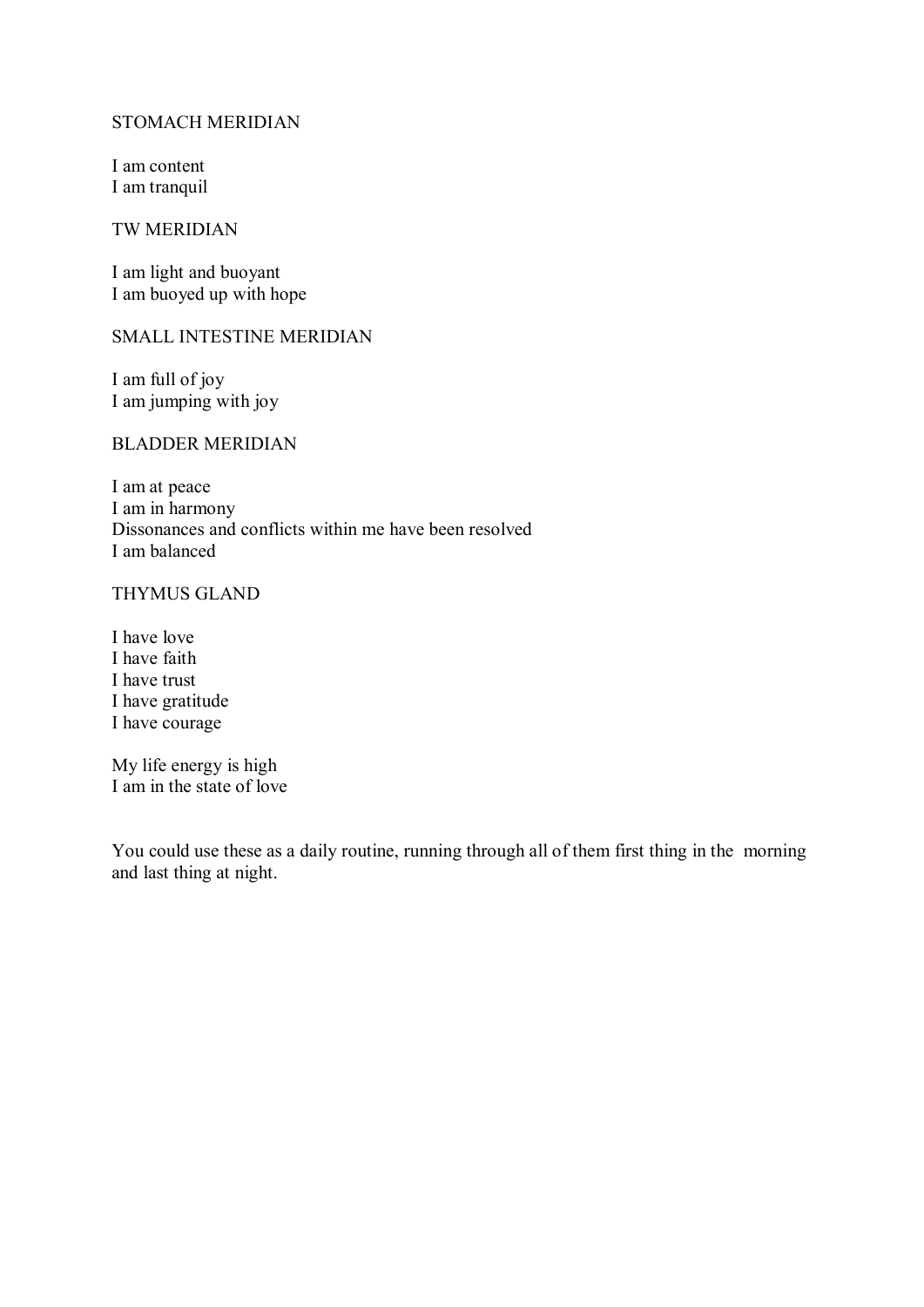## STOMACH MERIDIAN

I am content
I am tranquil

## TW MERIDIAN

I am light and buoyant
I am buoyed up with hope

## SMALL INTESTINE MERIDIAN

I am full of joy
I am jumping with joy

## BLADDER MERIDIAN

I am at peace
I am in harmony
Dissonances and conflicts within me have been resolved
I am balanced

## THYMUS GLAND

I have love
I have faith
I have trust
I have gratitude
I have courage

My life energy is high
I am in the state of love

You could use these as a daily routine, running through all of them first thing in the morning and last thing at night.